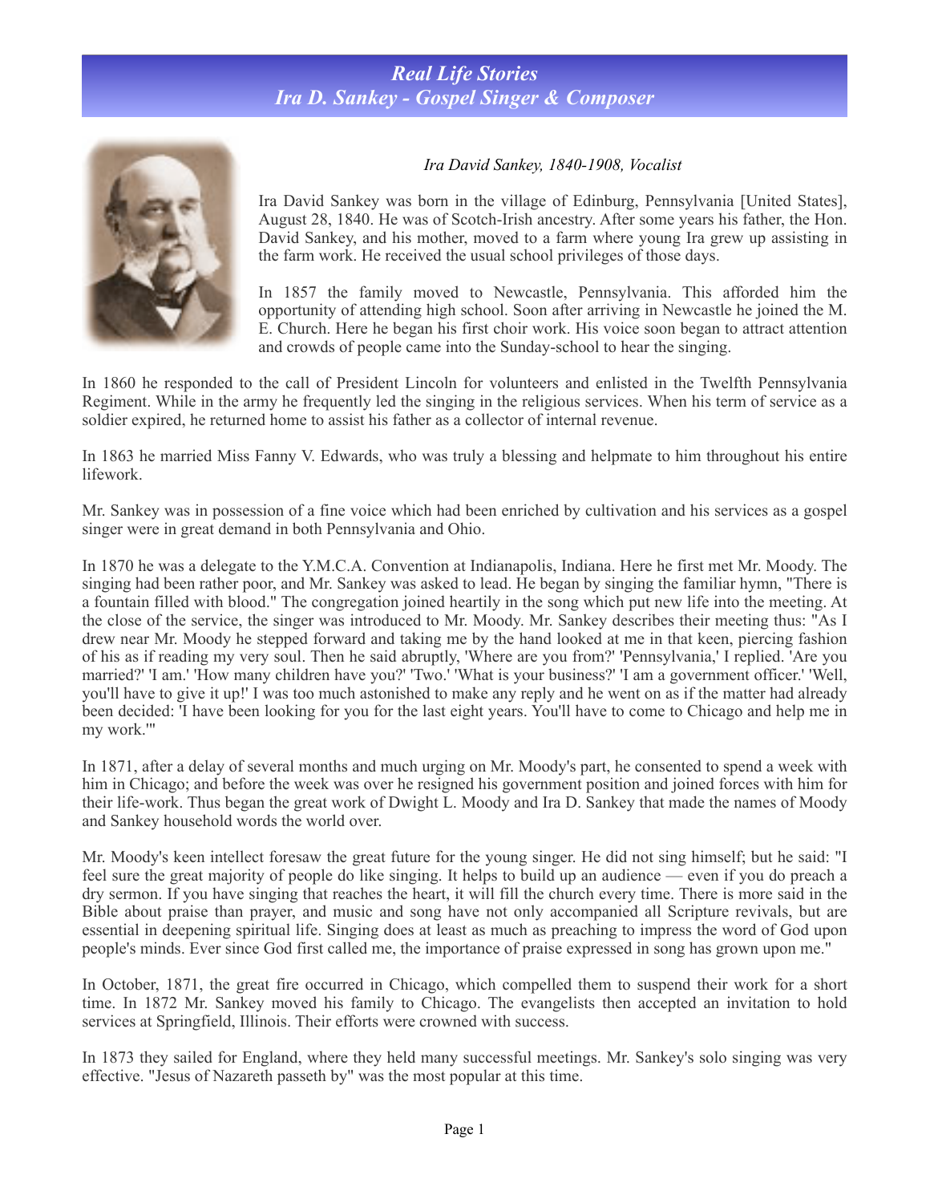# *Real Life Stories*
## *Ira D. Sankey - Gospel Singer & Composer*

*Ira David Sankey, 1840-1908, Vocalist*

Ira David Sankey was born in the village of Edinburg, Pennsylvania [United States], August 28, 1840. He was of Scotch-Irish ancestry. After some years his father, the Hon. David Sankey, and his mother, moved to a farm where young Ira grew up assisting in the farm work. He received the usual school privileges of those days.

In 1857 the family moved to Newcastle, Pennsylvania. This afforded him the opportunity of attending high school. Soon after arriving in Newcastle he joined the M. E. Church. Here he began his first choir work. His voice soon began to attract attention and crowds of people came into the Sunday-school to hear the singing.

In 1860 he responded to the call of President Lincoln for volunteers and enlisted in the Twelfth Pennsylvania Regiment. While in the army he frequently led the singing in the religious services. When his term of service as a soldier expired, he returned home to assist his father as a collector of internal revenue.

In 1863 he married Miss Fanny V. Edwards, who was truly a blessing and helpmate to him throughout his entire lifework.

Mr. Sankey was in possession of a fine voice which had been enriched by cultivation and his services as a gospel singer were in great demand in both Pennsylvania and Ohio.

In 1870 he was a delegate to the Y.M.C.A. Convention at Indianapolis, Indiana. Here he first met Mr. Moody. The singing had been rather poor, and Mr. Sankey was asked to lead. He began by singing the familiar hymn, "There is a fountain filled with blood." The congregation joined heartily in the song which put new life into the meeting. At the close of the service, the singer was introduced to Mr. Moody. Mr. Sankey describes their meeting thus: "As I drew near Mr. Moody he stepped forward and taking me by the hand looked at me in that keen, piercing fashion of his as if reading my very soul. Then he said abruptly, 'Where are you from?' 'Pennsylvania,' I replied. 'Are you married?' 'I am.' 'How many children have you?' 'Two.' 'What is your business?' 'I am a government officer.' 'Well, you'll have to give it up!' I was too much astonished to make any reply and he went on as if the matter had already been decided: 'I have been looking for you for the last eight years. You'll have to come to Chicago and help me in my work.'"

In 1871, after a delay of several months and much urging on Mr. Moody's part, he consented to spend a week with him in Chicago; and before the week was over he resigned his government position and joined forces with him for their life-work. Thus began the great work of Dwight L. Moody and Ira D. Sankey that made the names of Moody and Sankey household words the world over.

Mr. Moody's keen intellect foresaw the great future for the young singer. He did not sing himself; but he said: "I feel sure the great majority of people do like singing. It helps to build up an audience — even if you do preach a dry sermon. If you have singing that reaches the heart, it will fill the church every time. There is more said in the Bible about praise than prayer, and music and song have not only accompanied all Scripture revivals, but are essential in deepening spiritual life. Singing does at least as much as preaching to impress the word of God upon people's minds. Ever since God first called me, the importance of praise expressed in song has grown upon me."

In October, 1871, the great fire occurred in Chicago, which compelled them to suspend their work for a short time. In 1872 Mr. Sankey moved his family to Chicago. The evangelists then accepted an invitation to hold services at Springfield, Illinois. Their efforts were crowned with success.

In 1873 they sailed for England, where they held many successful meetings. Mr. Sankey's solo singing was very effective. "Jesus of Nazareth passeth by" was the most popular at this time.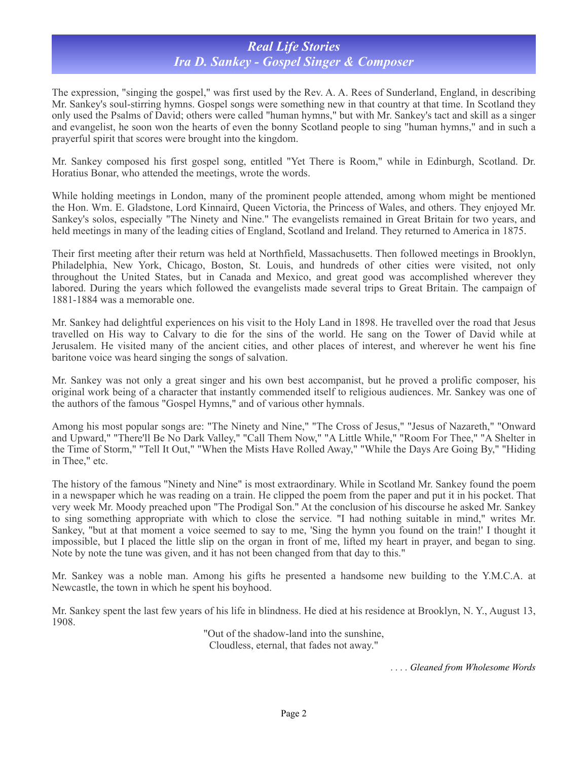## *Real Life Stories*
## *Ira D. Sankey - Gospel Singer & Composer*

The expression, "singing the gospel," was first used by the Rev. A. A. Rees of Sunderland, England, in describing Mr. Sankey's soul-stirring hymns. Gospel songs were something new in that country at that time. In Scotland they only used the Psalms of David; others were called "human hymns," but with Mr. Sankey's tact and skill as a singer and evangelist, he soon won the hearts of even the bonny Scotland people to sing "human hymns," and in such a prayerful spirit that scores were brought into the kingdom.

Mr. Sankey composed his first gospel song, entitled "Yet There is Room," while in Edinburgh, Scotland. Dr. Horatius Bonar, who attended the meetings, wrote the words.

While holding meetings in London, many of the prominent people attended, among whom might be mentioned the Hon. Wm. E. Gladstone, Lord Kinnaird, Queen Victoria, the Princess of Wales, and others. They enjoyed Mr. Sankey's solos, especially "The Ninety and Nine." The evangelists remained in Great Britain for two years, and held meetings in many of the leading cities of England, Scotland and Ireland. They returned to America in 1875.

Their first meeting after their return was held at Northfield, Massachusetts. Then followed meetings in Brooklyn, Philadelphia, New York, Chicago, Boston, St. Louis, and hundreds of other cities were visited, not only throughout the United States, but in Canada and Mexico, and great good was accomplished wherever they labored. During the years which followed the evangelists made several trips to Great Britain. The campaign of 1881-1884 was a memorable one.

Mr. Sankey had delightful experiences on his visit to the Holy Land in 1898. He travelled over the road that Jesus travelled on His way to Calvary to die for the sins of the world. He sang on the Tower of David while at Jerusalem. He visited many of the ancient cities, and other places of interest, and wherever he went his fine baritone voice was heard singing the songs of salvation.

Mr. Sankey was not only a great singer and his own best accompanist, but he proved a prolific composer, his original work being of a character that instantly commended itself to religious audiences. Mr. Sankey was one of the authors of the famous "Gospel Hymns," and of various other hymnals.

Among his most popular songs are: "The Ninety and Nine," "The Cross of Jesus," "Jesus of Nazareth," "Onward and Upward," "There'll Be No Dark Valley," "Call Them Now," "A Little While," "Room For Thee," "A Shelter in the Time of Storm," "Tell It Out," "When the Mists Have Rolled Away," "While the Days Are Going By," "Hiding in Thee," etc.

The history of the famous "Ninety and Nine" is most extraordinary. While in Scotland Mr. Sankey found the poem in a newspaper which he was reading on a train. He clipped the poem from the paper and put it in his pocket. That very week Mr. Moody preached upon "The Prodigal Son." At the conclusion of his discourse he asked Mr. Sankey to sing something appropriate with which to close the service. "I had nothing suitable in mind," writes Mr. Sankey, "but at that moment a voice seemed to say to me, 'Sing the hymn you found on the train!' I thought it impossible, but I placed the little slip on the organ in front of me, lifted my heart in prayer, and began to sing. Note by note the tune was given, and it has not been changed from that day to this."

Mr. Sankey was a noble man. Among his gifts he presented a handsome new building to the Y.M.C.A. at Newcastle, the town in which he spent his boyhood.

Mr. Sankey spent the last few years of his life in blindness. He died at his residence at Brooklyn, N. Y., August 13, 1908.

"Out of the shadow-land into the sunshine,
Cloudless, eternal, that fades not away."

*. . . . Gleaned from Wholesome Words*